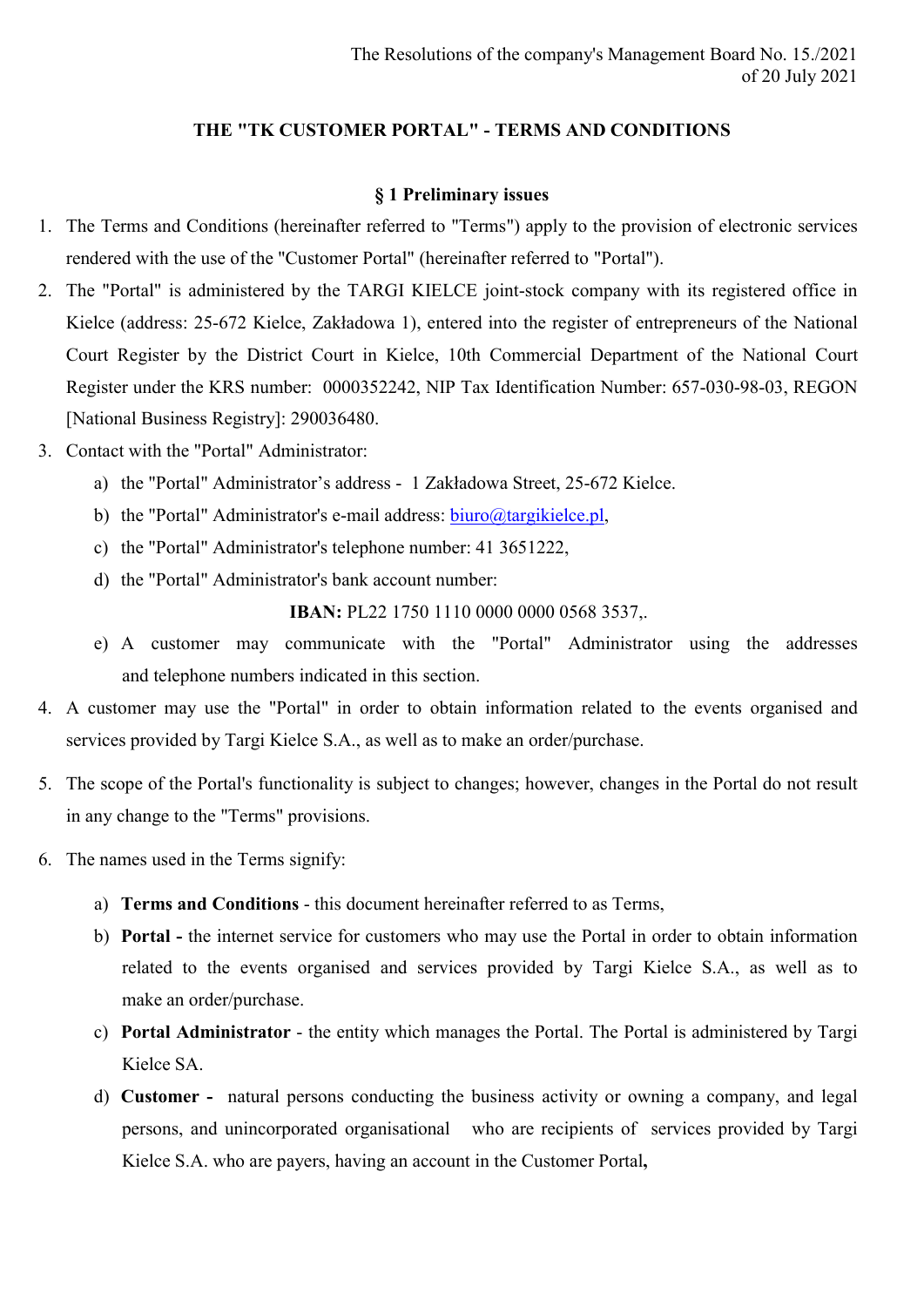The Resolutions of the company's Management Board No. 15./2021
of 20 July 2021

# THE "TK CUSTOMER PORTAL" - TERMS AND CONDITIONS

## § 1 Preliminary issues

1. The Terms and Conditions (hereinafter referred to "Terms") apply to the provision of electronic services rendered with the use of the "Customer Portal" (hereinafter referred to "Portal").
2. The "Portal" is administered by the TARGI KIELCE joint-stock company with its registered office in Kielce (address: 25-672 Kielce, Zakładowa 1), entered into the register of entrepreneurs of the National Court Register by the District Court in Kielce, 10th Commercial Department of the National Court Register under the KRS number: 0000352242, NIP Tax Identification Number: 657-030-98-03, REGON [National Business Registry]: 290036480.
3. Contact with the "Portal" Administrator:
   a) the "Portal" Administrator's address - 1 Zakładowa Street, 25-672 Kielce.
   b) the "Portal" Administrator's e-mail address: biuro@targikielce.pl,
   c) the "Portal" Administrator's telephone number: 41 3651222,
   d) the "Portal" Administrator's bank account number:

      **IBAN:** PL22 1750 1110 0000 0000 0568 3537,.
   e) A customer may communicate with the "Portal" Administrator using the addresses and telephone numbers indicated in this section.
4. A customer may use the "Portal" in order to obtain information related to the events organised and services provided by Targi Kielce S.A., as well as to make an order/purchase.
5. The scope of the Portal's functionality is subject to changes; however, changes in the Portal do not result in any change to the "Terms" provisions.
6. The names used in the Terms signify:
   a) **Terms and Conditions** - this document hereinafter referred to as Terms,
   b) **Portal -** the internet service for customers who may use the Portal in order to obtain information related to the events organised and services provided by Targi Kielce S.A., as well as to make an order/purchase.
   c) **Portal Administrator** - the entity which manages the Portal. The Portal is administered by Targi Kielce SA.
   d) **Customer -** natural persons conducting the business activity or owning a company, and legal persons, and unincorporated organisational who are recipients of services provided by Targi Kielce S.A. who are payers, having an account in the Customer Portal**,**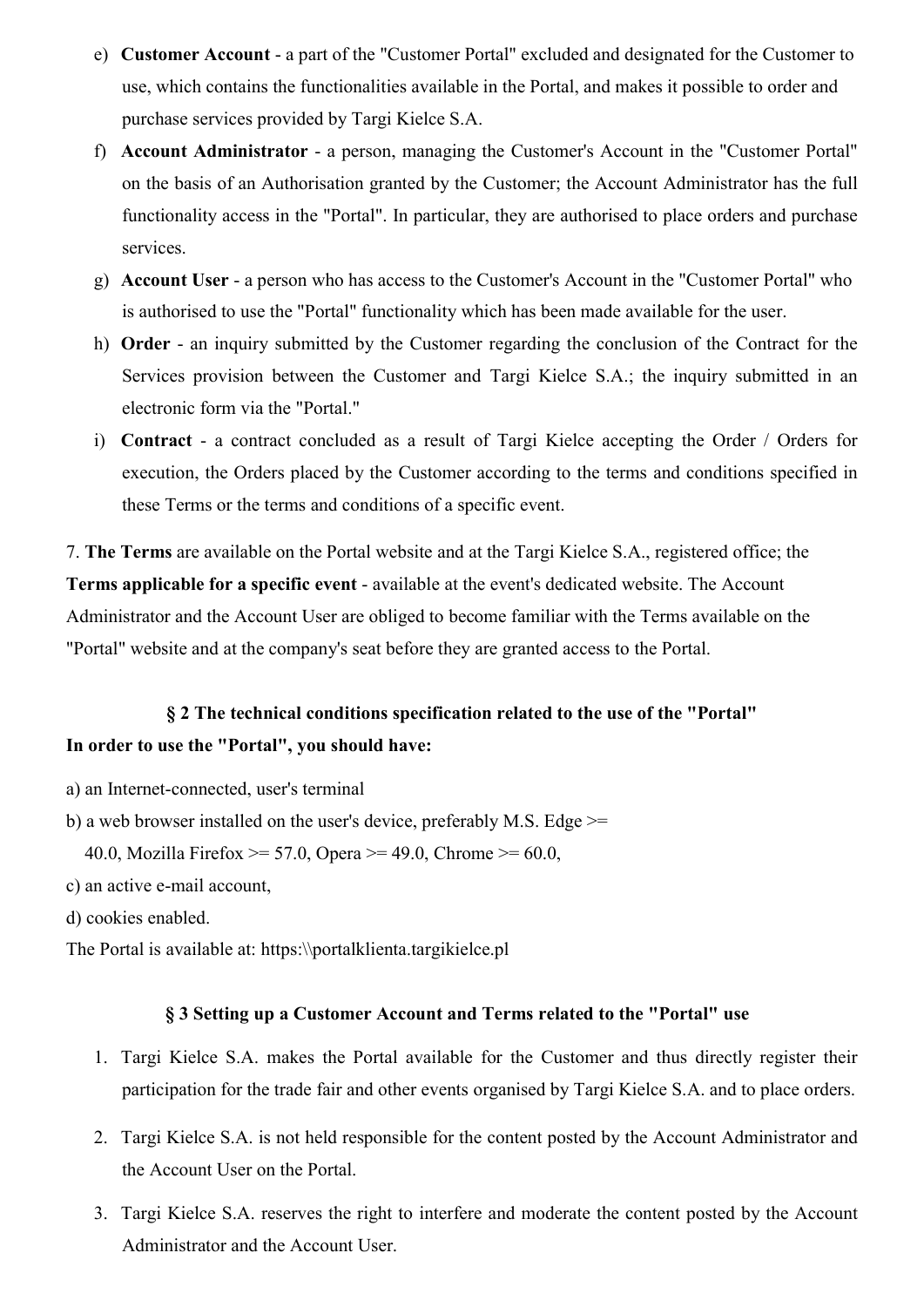e) **Customer Account** - a part of the "Customer Portal" excluded and designated for the Customer to use, which contains the functionalities available in the Portal, and makes it possible to order and purchase services provided by Targi Kielce S.A.

f) **Account Administrator** - a person, managing the Customer's Account in the "Customer Portal" on the basis of an Authorisation granted by the Customer; the Account Administrator has the full functionality access in the "Portal". In particular, they are authorised to place orders and purchase services.

g) **Account User** - a person who has access to the Customer's Account in the "Customer Portal" who is authorised to use the "Portal" functionality which has been made available for the user.

h) **Order** - an inquiry submitted by the Customer regarding the conclusion of the Contract for the Services provision between the Customer and Targi Kielce S.A.; the inquiry submitted in an electronic form via the "Portal."

i) **Contract** - a contract concluded as a result of Targi Kielce accepting the Order / Orders for execution, the Orders placed by the Customer according to the terms and conditions specified in these Terms or the terms and conditions of a specific event.

7. **The Terms** are available on the Portal website and at the Targi Kielce S.A., registered office; the **Terms applicable for a specific event** - available at the event's dedicated website. The Account Administrator and the Account User are obliged to become familiar with the Terms available on the "Portal" website and at the company's seat before they are granted access to the Portal.

### § 2 The technical conditions specification related to the use of the "Portal"

**In order to use the "Portal", you should have:**

a) an Internet-connected, user's terminal

b) a web browser installed on the user's device, preferably M.S. Edge >= 40.0, Mozilla Firefox >= 57.0, Opera >= 49.0, Chrome >= 60.0,

c) an active e-mail account,

d) cookies enabled.

The Portal is available at: https:\\portalklienta.targikielce.pl

### § 3 Setting up a Customer Account and Terms related to the "Portal" use

1. Targi Kielce S.A. makes the Portal available for the Customer and thus directly register their participation for the trade fair and other events organised by Targi Kielce S.A. and to place orders.

2. Targi Kielce S.A. is not held responsible for the content posted by the Account Administrator and the Account User on the Portal.

3. Targi Kielce S.A. reserves the right to interfere and moderate the content posted by the Account Administrator and the Account User.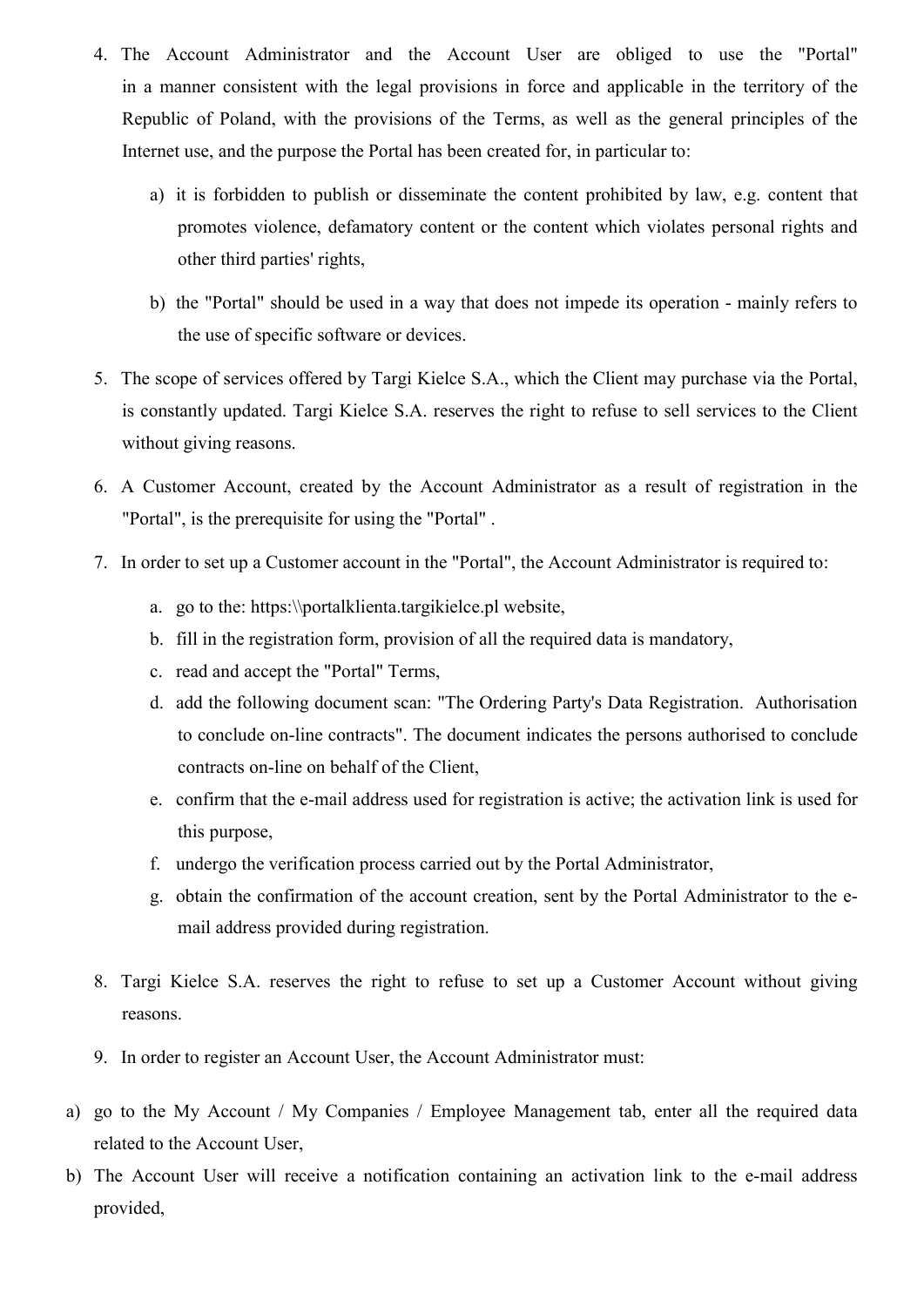4. The Account Administrator and the Account User are obliged to use the "Portal" in a manner consistent with the legal provisions in force and applicable in the territory of the Republic of Poland, with the provisions of the Terms, as well as the general principles of the Internet use, and the purpose the Portal has been created for, in particular to:

   a) it is forbidden to publish or disseminate the content prohibited by law, e.g. content that promotes violence, defamatory content or the content which violates personal rights and other third parties' rights,

   b) the "Portal" should be used in a way that does not impede its operation - mainly refers to the use of specific software or devices.

5. The scope of services offered by Targi Kielce S.A., which the Client may purchase via the Portal, is constantly updated. Targi Kielce S.A. reserves the right to refuse to sell services to the Client without giving reasons.

6. A Customer Account, created by the Account Administrator as a result of registration in the "Portal", is the prerequisite for using the "Portal" .

7. In order to set up a Customer account in the "Portal", the Account Administrator is required to:

   a. go to the: https:\\portalklienta.targikielce.pl website,
   b. fill in the registration form, provision of all the required data is mandatory,
   c. read and accept the "Portal" Terms,
   d. add the following document scan: "The Ordering Party's Data Registration. Authorisation to conclude on-line contracts". The document indicates the persons authorised to conclude contracts on-line on behalf of the Client,
   e. confirm that the e-mail address used for registration is active; the activation link is used for this purpose,
   f. undergo the verification process carried out by the Portal Administrator,
   g. obtain the confirmation of the account creation, sent by the Portal Administrator to the e-mail address provided during registration.

8. Targi Kielce S.A. reserves the right to refuse to set up a Customer Account without giving reasons.

9. In order to register an Account User, the Account Administrator must:

a) go to the My Account / My Companies / Employee Management tab, enter all the required data related to the Account User,
b) The Account User will receive a notification containing an activation link to the e-mail address provided,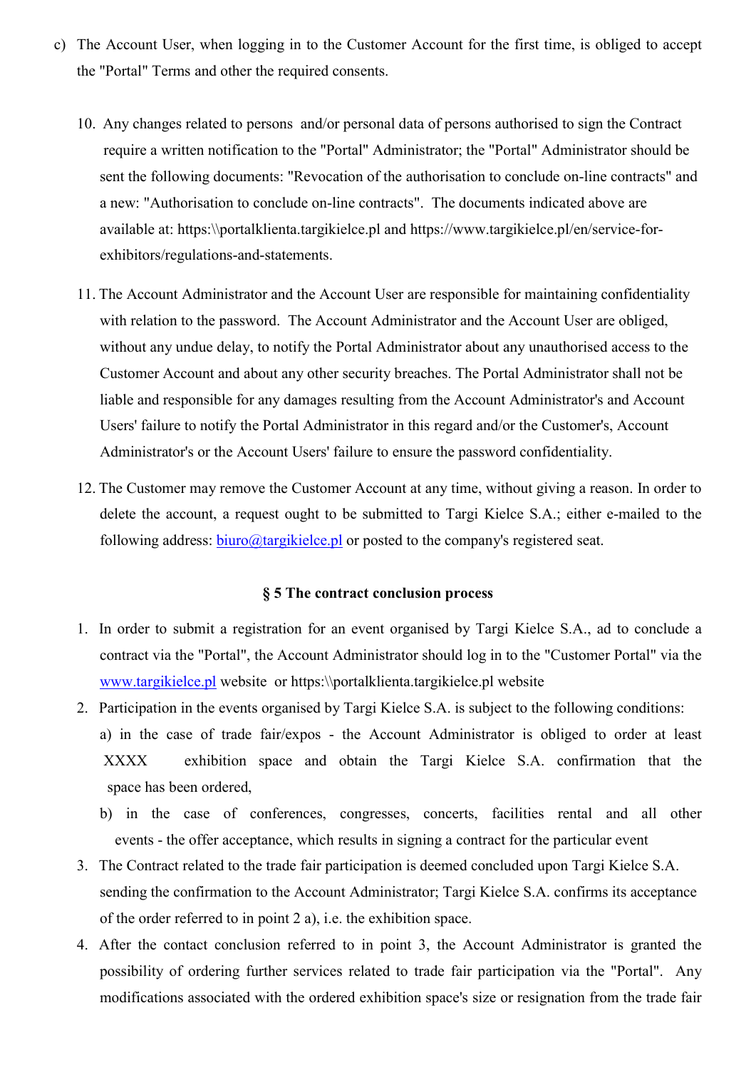c) The Account User, when logging in to the Customer Account for the first time, is obliged to accept the "Portal" Terms and other the required consents.

10. Any changes related to persons and/or personal data of persons authorised to sign the Contract require a written notification to the "Portal" Administrator; the "Portal" Administrator should be sent the following documents: "Revocation of the authorisation to conclude on-line contracts" and a new: "Authorisation to conclude on-line contracts". The documents indicated above are available at: https:\\portalklienta.targikielce.pl and https://www.targikielce.pl/en/service-for-exhibitors/regulations-and-statements.

11. The Account Administrator and the Account User are responsible for maintaining confidentiality with relation to the password. The Account Administrator and the Account User are obliged, without any undue delay, to notify the Portal Administrator about any unauthorised access to the Customer Account and about any other security breaches. The Portal Administrator shall not be liable and responsible for any damages resulting from the Account Administrator's and Account Users' failure to notify the Portal Administrator in this regard and/or the Customer's, Account Administrator's or the Account Users' failure to ensure the password confidentiality.

12. The Customer may remove the Customer Account at any time, without giving a reason. In order to delete the account, a request ought to be submitted to Targi Kielce S.A.; either e-mailed to the following address: biuro@targikielce.pl or posted to the company's registered seat.

### § 5 The contract conclusion process

1. In order to submit a registration for an event organised by Targi Kielce S.A., ad to conclude a contract via the "Portal", the Account Administrator should log in to the "Customer Portal" via the www.targikielce.pl website or https:\\portalklienta.targikielce.pl website
2. Participation in the events organised by Targi Kielce S.A. is subject to the following conditions:
   a) in the case of trade fair/expos - the Account Administrator is obliged to order at least XXXX exhibition space and obtain the Targi Kielce S.A. confirmation that the space has been ordered,
   b) in the case of conferences, congresses, concerts, facilities rental and all other events - the offer acceptance, which results in signing a contract for the particular event
3. The Contract related to the trade fair participation is deemed concluded upon Targi Kielce S.A. sending the confirmation to the Account Administrator; Targi Kielce S.A. confirms its acceptance of the order referred to in point 2 a), i.e. the exhibition space.
4. After the contact conclusion referred to in point 3, the Account Administrator is granted the possibility of ordering further services related to trade fair participation via the "Portal". Any modifications associated with the ordered exhibition space's size or resignation from the trade fair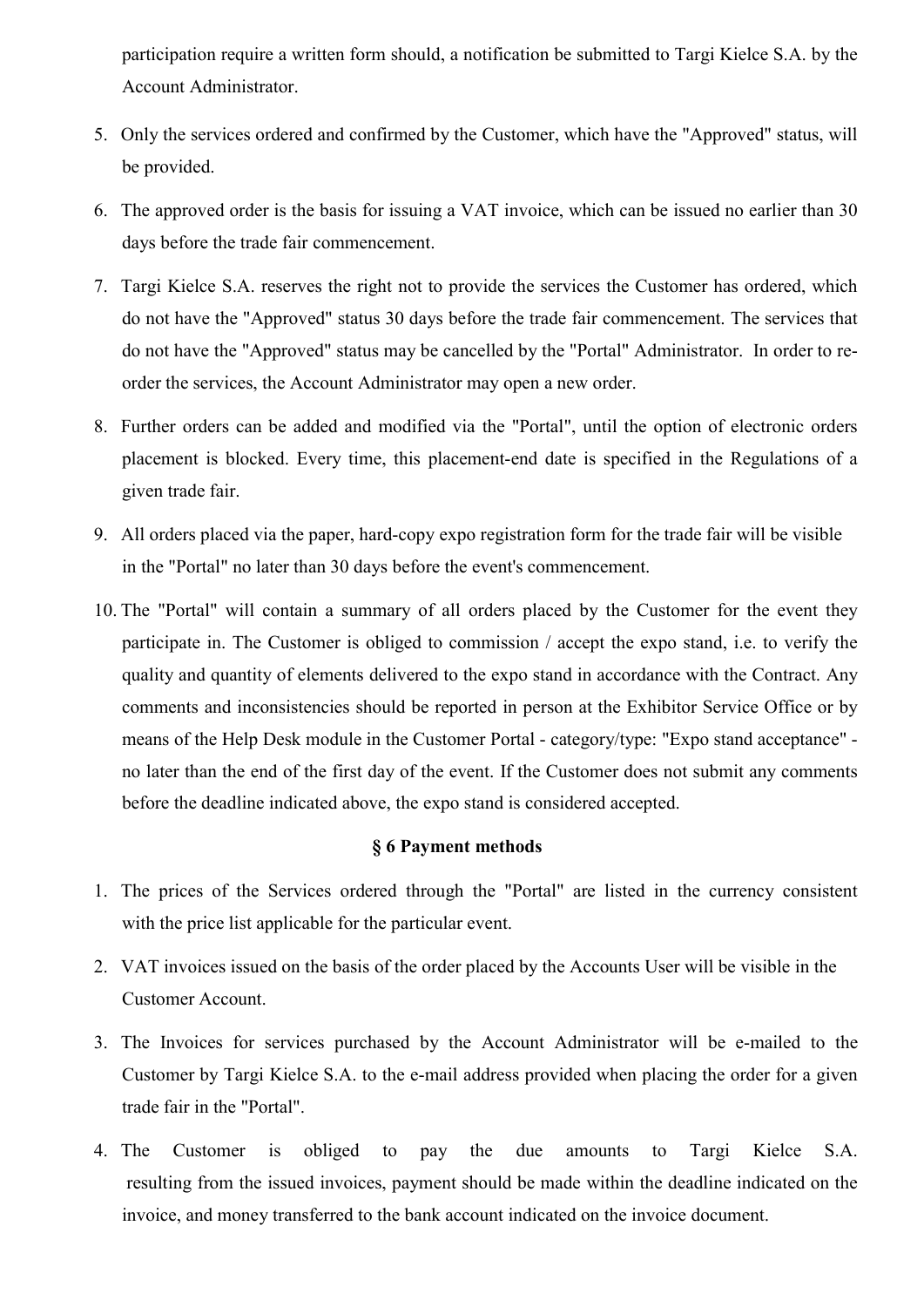participation require a written form should, a notification be submitted to Targi Kielce S.A. by the Account Administrator.

5. Only the services ordered and confirmed by the Customer, which have the "Approved" status, will be provided.
6. The approved order is the basis for issuing a VAT invoice, which can be issued no earlier than 30 days before the trade fair commencement.
7. Targi Kielce S.A. reserves the right not to provide the services the Customer has ordered, which do not have the "Approved" status 30 days before the trade fair commencement. The services that do not have the "Approved" status may be cancelled by the "Portal" Administrator. In order to re-order the services, the Account Administrator may open a new order.
8. Further orders can be added and modified via the "Portal", until the option of electronic orders placement is blocked. Every time, this placement-end date is specified in the Regulations of a given trade fair.
9. All orders placed via the paper, hard-copy expo registration form for the trade fair will be visible in the "Portal" no later than 30 days before the event's commencement.
10. The "Portal" will contain a summary of all orders placed by the Customer for the event they participate in. The Customer is obliged to commission / accept the expo stand, i.e. to verify the quality and quantity of elements delivered to the expo stand in accordance with the Contract. Any comments and inconsistencies should be reported in person at the Exhibitor Service Office or by means of the Help Desk module in the Customer Portal - category/type: "Expo stand acceptance" - no later than the end of the first day of the event. If the Customer does not submit any comments before the deadline indicated above, the expo stand is considered accepted.

### § 6 Payment methods

1. The prices of the Services ordered through the "Portal" are listed in the currency consistent with the price list applicable for the particular event.
2. VAT invoices issued on the basis of the order placed by the Accounts User will be visible in the Customer Account.
3. The Invoices for services purchased by the Account Administrator will be e-mailed to the Customer by Targi Kielce S.A. to the e-mail address provided when placing the order for a given trade fair in the "Portal".
4. The Customer is obliged to pay the due amounts to Targi Kielce S.A. resulting from the issued invoices, payment should be made within the deadline indicated on the invoice, and money transferred to the bank account indicated on the invoice document.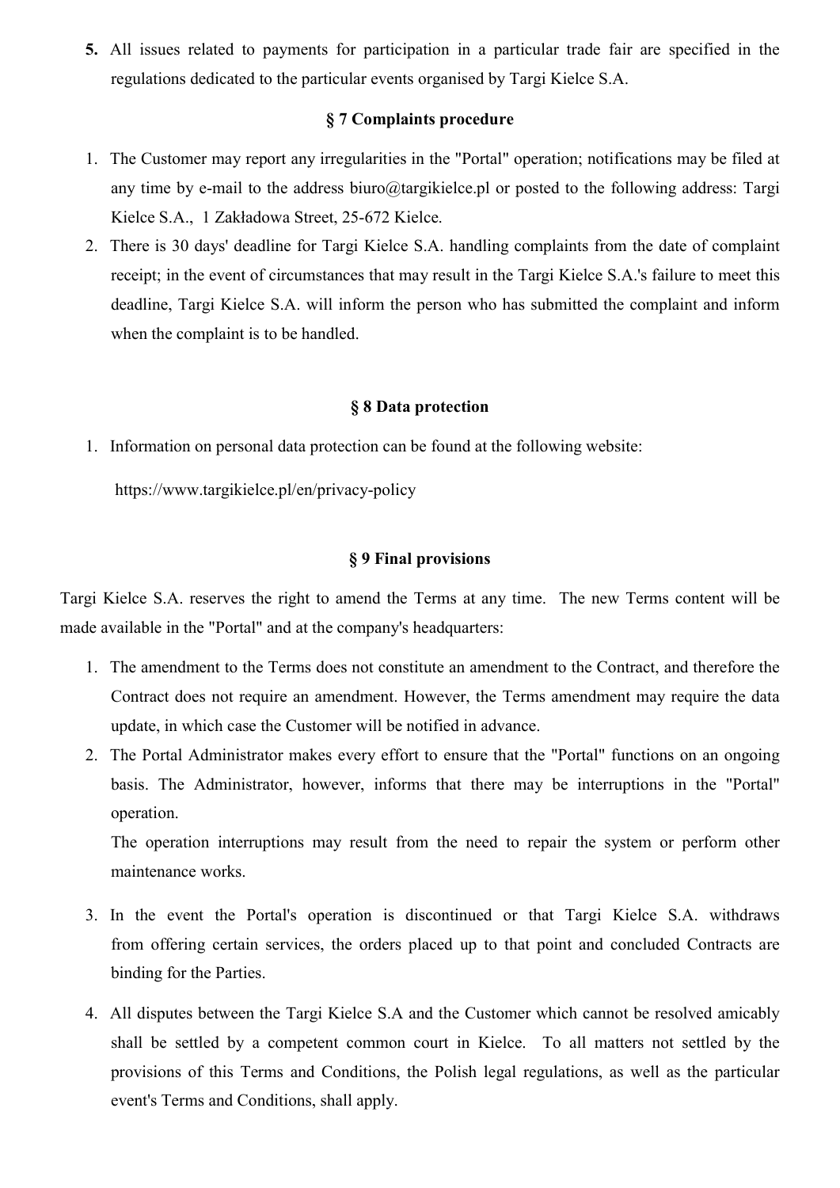**5.** All issues related to payments for participation in a particular trade fair are specified in the regulations dedicated to the particular events organised by Targi Kielce S.A.

## § 7 Complaints procedure

1. The Customer may report any irregularities in the "Portal" operation; notifications may be filed at any time by e-mail to the address biuro@targikielce.pl or posted to the following address: Targi Kielce S.A., 1 Zakładowa Street, 25-672 Kielce.
2. There is 30 days' deadline for Targi Kielce S.A. handling complaints from the date of complaint receipt; in the event of circumstances that may result in the Targi Kielce S.A.'s failure to meet this deadline, Targi Kielce S.A. will inform the person who has submitted the complaint and inform when the complaint is to be handled.

## § 8 Data protection

1. Information on personal data protection can be found at the following website:

   https://www.targikielce.pl/en/privacy-policy

## § 9 Final provisions

Targi Kielce S.A. reserves the right to amend the Terms at any time. The new Terms content will be made available in the "Portal" and at the company's headquarters:

1. The amendment to the Terms does not constitute an amendment to the Contract, and therefore the Contract does not require an amendment. However, the Terms amendment may require the data update, in which case the Customer will be notified in advance.
2. The Portal Administrator makes every effort to ensure that the "Portal" functions on an ongoing basis. The Administrator, however, informs that there may be interruptions in the "Portal" operation.

   The operation interruptions may result from the need to repair the system or perform other maintenance works.

3. In the event the Portal's operation is discontinued or that Targi Kielce S.A. withdraws from offering certain services, the orders placed up to that point and concluded Contracts are binding for the Parties.

4. All disputes between the Targi Kielce S.A and the Customer which cannot be resolved amicably shall be settled by a competent common court in Kielce. To all matters not settled by the provisions of this Terms and Conditions, the Polish legal regulations, as well as the particular event's Terms and Conditions, shall apply.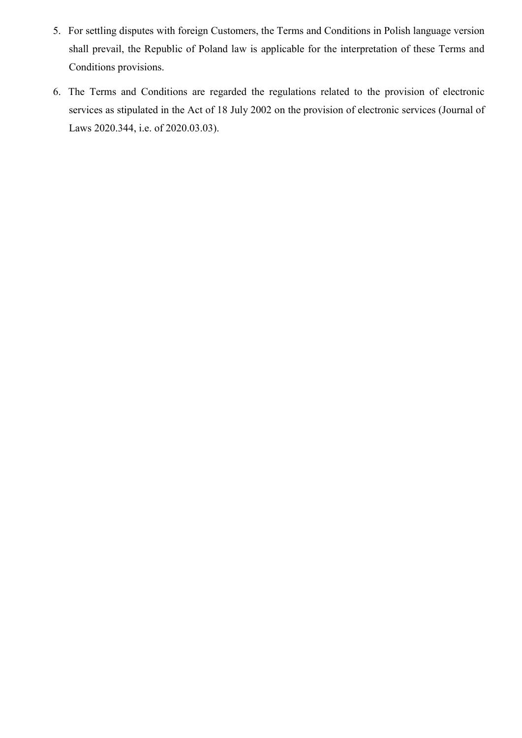5. For settling disputes with foreign Customers, the Terms and Conditions in Polish language version shall prevail, the Republic of Poland law is applicable for the interpretation of these Terms and Conditions provisions.
6. The Terms and Conditions are regarded the regulations related to the provision of electronic services as stipulated in the Act of 18 July 2002 on the provision of electronic services (Journal of Laws 2020.344, i.e. of 2020.03.03).